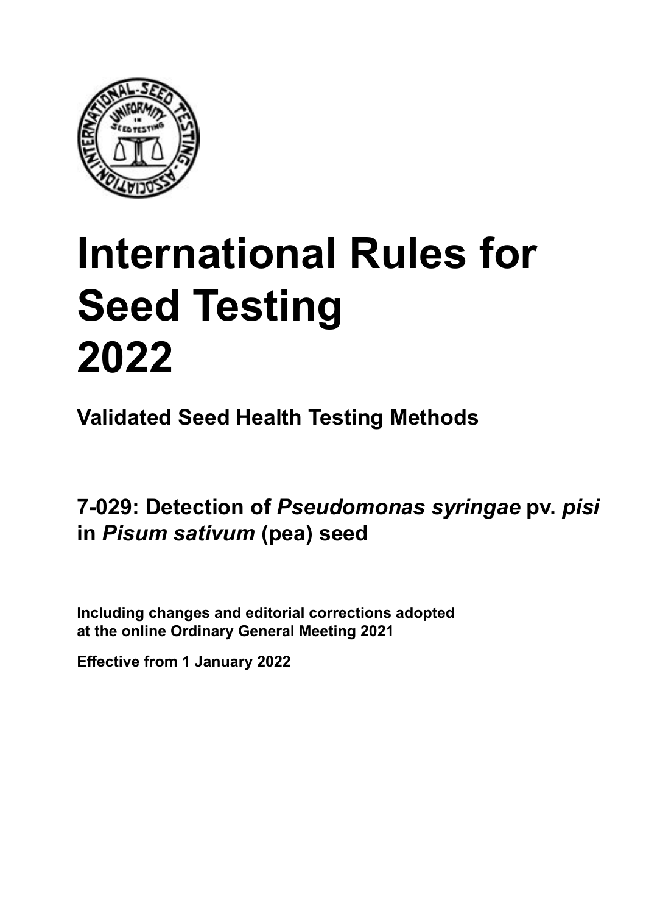# International Rules for Seed Testing 2022

## Validated Seed Health Testing Methods

## 7-029: Detection of *Pseudomonas syringae* pv. *pisi* in *Pisum sativum* (pea) seed

**Including changes and editorial corrections adopted at the online Ordinary General Meeting 2021**

**Effective from 1 January 2022**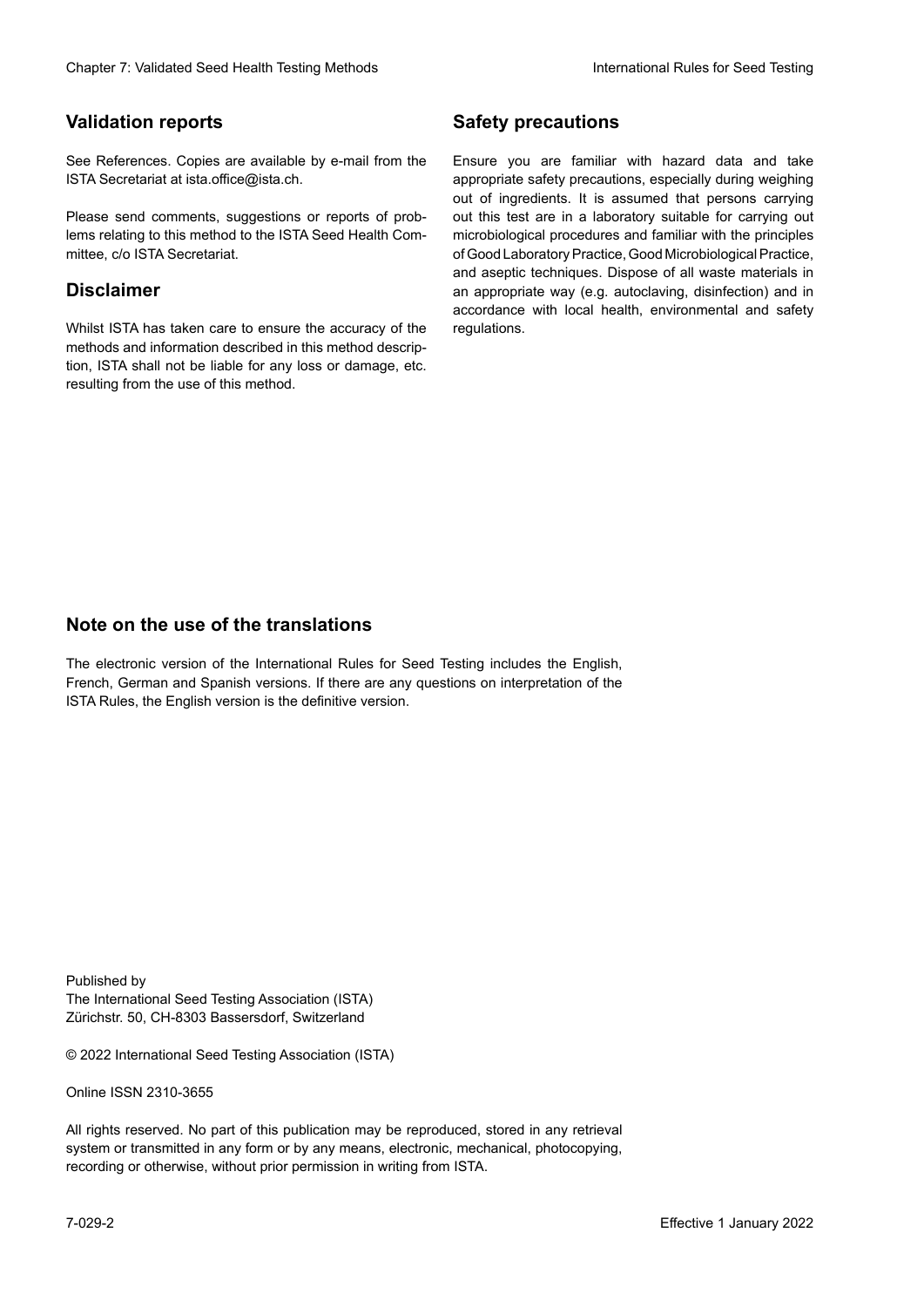## Validation reports

See References. Copies are available by e-mail from the ISTA Secretariat at ista.office@ista.ch.

Please send comments, suggestions or reports of problems relating to this method to the ISTA Seed Health Committee, c/o ISTA Secretariat.

## Disclaimer

Whilst ISTA has taken care to ensure the accuracy of the methods and information described in this method description, ISTA shall not be liable for any loss or damage, etc. resulting from the use of this method.

## Safety precautions

Ensure you are familiar with hazard data and take appropriate safety precautions, especially during weighing out of ingredients. It is assumed that persons carrying out this test are in a laboratory suitable for carrying out microbiological procedures and familiar with the principles of Good Laboratory Practice, Good Microbiological Practice, and aseptic techniques. Dispose of all waste materials in an appropriate way (e.g. autoclaving, disinfection) and in accordance with local health, environmental and safety regulations.

## Note on the use of the translations

The electronic version of the International Rules for Seed Testing includes the English, French, German and Spanish versions. If there are any questions on interpretation of the ISTA Rules, the English version is the definitive version.

Published by
The International Seed Testing Association (ISTA)
Zürichstr. 50, CH-8303 Bassersdorf, Switzerland

© 2022 International Seed Testing Association (ISTA)

Online ISSN 2310-3655

All rights reserved. No part of this publication may be reproduced, stored in any retrieval system or transmitted in any form or by any means, electronic, mechanical, photocopying, recording or otherwise, without prior permission in writing from ISTA.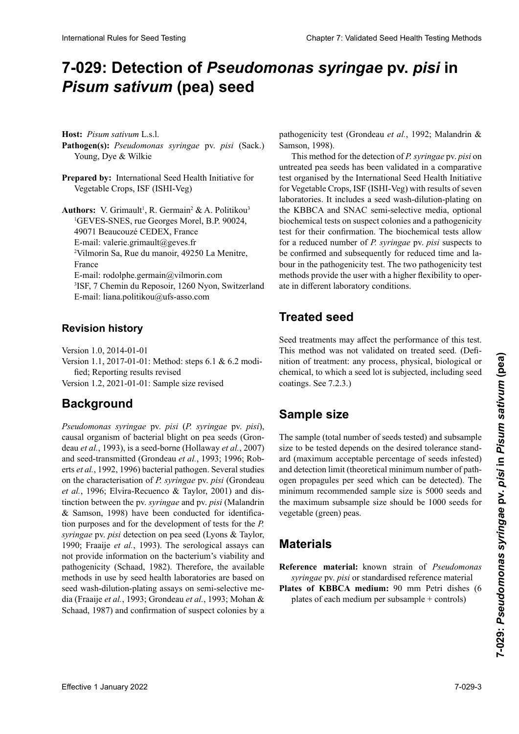# 7-029: Detection of *Pseudomonas syringae* pv. *pisi* in *Pisum sativum* (pea) seed

**Host:** *Pisum sativum* L.s.l.

**Pathogen(s):** *Pseudomonas syringae* pv. *pisi* (Sack.) Young, Dye & Wilkie

**Prepared by:** International Seed Health Initiative for Vegetable Crops, ISF (ISHI-Veg)

**Authors:** V. Grimault[1], R. Germain[2] & A. Politikou[3]
[1]GEVES-SNES, rue Georges Morel, B.P. 90024, 49071 Beaucouzé CEDEX, France
E-mail: valerie.grimault@geves.fr
[2]Vilmorin Sa, Rue du manoir, 49250 La Menitre, France
E-mail: rodolphe.germain@vilmorin.com
[3]ISF, 7 Chemin du Reposoir, 1260 Nyon, Switzerland
E-mail: liana.politikou@ufs-asso.com

## Revision history

Version 1.0, 2014-01-01
Version 1.1, 2017-01-01: Method: steps 6.1 & 6.2 modified; Reporting results revised
Version 1.2, 2021-01-01: Sample size revised

## Background

*Pseudomonas syringae* pv. *pisi* (*P. syringae* pv. *pisi*), causal organism of bacterial blight on pea seeds (Grondeau *et al.*, 1993), is a seed-borne (Hollaway *et al.*, 2007) and seed-transmitted (Grondeau *et al.*, 1993; 1996; Roberts *et al.*, 1992, 1996) bacterial pathogen. Several studies on the characterisation of *P. syringae* pv. *pisi* (Grondeau *et al.*, 1996; Elvira-Recuenco & Taylor, 2001) and distinction between the pv. *syringae* and pv. *pisi* (Malandrin & Samson, 1998) have been conducted for identification purposes and for the development of tests for the *P. syringae* pv. *pisi* detection on pea seed (Lyons & Taylor, 1990; Fraaije *et al.*, 1993). The serological assays can not provide information on the bacterium's viability and pathogenicity (Schaad, 1982). Therefore, the available methods in use by seed health laboratories are based on seed wash-dilution-plating assays on semi-selective media (Fraaije *et al.*, 1993; Grondeau *et al.*, 1993; Mohan & Schaad, 1987) and confirmation of suspect colonies by a pathogenicity test (Grondeau *et al.*, 1992; Malandrin & Samson, 1998).

This method for the detection of *P. syringae* pv. *pisi* on untreated pea seeds has been validated in a comparative test organised by the International Seed Health Initiative for Vegetable Crops, ISF (ISHI-Veg) with results of seven laboratories. It includes a seed wash-dilution-plating on the KBBCA and SNAC semi-selective media, optional biochemical tests on suspect colonies and a pathogenicity test for their confirmation. The biochemical tests allow for a reduced number of *P. syringae* pv. *pisi* suspects to be confirmed and subsequently for reduced time and labour in the pathogenicity test. The two pathogenicity test methods provide the user with a higher flexibility to operate in different laboratory conditions.

## Treated seed

Seed treatments may affect the performance of this test. This method was not validated on treated seed. (Definition of treatment: any process, physical, biological or chemical, to which a seed lot is subjected, including seed coatings. See 7.2.3.)

## Sample size

The sample (total number of seeds tested) and subsample size to be tested depends on the desired tolerance standard (maximum acceptable percentage of seeds infested) and detection limit (theoretical minimum number of pathogen propagules per seed which can be detected). The minimum recommended sample size is 5000 seeds and the maximum subsample size should be 1000 seeds for vegetable (green) peas.

## Materials

**Reference material:** known strain of *Pseudomonas syringae* pv. *pisi* or standardised reference material

**Plates of KBBCA medium:** 90 mm Petri dishes (6 plates of each medium per subsample + controls)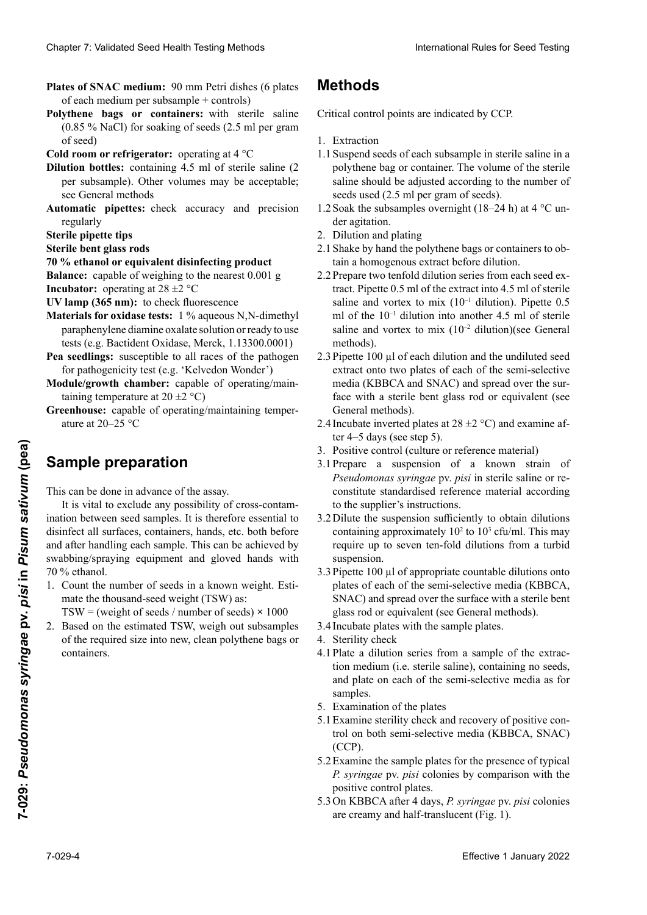**Plates of SNAC medium:** 90 mm Petri dishes (6 plates of each medium per subsample + controls)

**Polythene bags or containers:** with sterile saline (0.85 % NaCl) for soaking of seeds (2.5 ml per gram of seed)

**Cold room or refrigerator:** operating at 4 °C

**Dilution bottles:** containing 4.5 ml of sterile saline (2 per subsample). Other volumes may be acceptable; see General methods

**Automatic pipettes:** check accuracy and precision regularly

**Sterile pipette tips**

**Sterile bent glass rods**

**70 % ethanol or equivalent disinfecting product**

**Balance:** capable of weighing to the nearest 0.001 g

**Incubator:** operating at 28 ±2 °C

**UV lamp (365 nm):** to check fluorescence

**Materials for oxidase tests:** 1 % aqueous N,N-dimethyl paraphenylene diamine oxalate solution or ready to use tests (e.g. Bactident Oxidase, Merck, 1.13300.0001)

**Pea seedlings:** susceptible to all races of the pathogen for pathogenicity test (e.g. 'Kelvedon Wonder')

**Module/growth chamber:** capable of operating/maintaining temperature at 20 ±2 °C)

**Greenhouse:** capable of operating/maintaining temperature at 20–25 °C

## Sample preparation

This can be done in advance of the assay.

It is vital to exclude any possibility of cross-contamination between seed samples. It is therefore essential to disinfect all surfaces, containers, hands, etc. both before and after handling each sample. This can be achieved by swabbing/spraying equipment and gloved hands with 70 % ethanol.

1. Count the number of seeds in a known weight. Estimate the thousand-seed weight (TSW) as:
   TSW = (weight of seeds / number of seeds) × 1000
2. Based on the estimated TSW, weigh out subsamples of the required size into new, clean polythene bags or containers.

## Methods

Critical control points are indicated by CCP.

1. Extraction
   1.1 Suspend seeds of each subsample in sterile saline in a polythene bag or container. The volume of the sterile saline should be adjusted according to the number of seeds used (2.5 ml per gram of seeds).
   1.2 Soak the subsamples overnight (18–24 h) at 4 °C under agitation.
2. Dilution and plating
   2.1 Shake by hand the polythene bags or containers to obtain a homogenous extract before dilution.
   2.2 Prepare two tenfold dilution series from each seed extract. Pipette 0.5 ml of the extract into 4.5 ml of sterile saline and vortex to mix ($10^{-1}$ dilution). Pipette 0.5 ml of the $10^{-1}$ dilution into another 4.5 ml of sterile saline and vortex to mix ($10^{-2}$ dilution)(see General methods).
   2.3 Pipette 100 µl of each dilution and the undiluted seed extract onto two plates of each of the semi-selective media (KBBCA and SNAC) and spread over the surface with a sterile bent glass rod or equivalent (see General methods).
   2.4 Incubate inverted plates at 28 ±2 °C) and examine after 4–5 days (see step 5).
3. Positive control (culture or reference material)
   3.1 Prepare a suspension of a known strain of *Pseudomonas syringae* pv. *pisi* in sterile saline or reconstitute standardised reference material according to the supplier's instructions.
   3.2 Dilute the suspension sufficiently to obtain dilutions containing approximately $10^2$ to $10^3$ cfu/ml. This may require up to seven ten-fold dilutions from a turbid suspension.
   3.3 Pipette 100 µl of appropriate countable dilutions onto plates of each of the semi-selective media (KBBCA, SNAC) and spread over the surface with a sterile bent glass rod or equivalent (see General methods).
   3.4 Incubate plates with the sample plates.
4. Sterility check
   4.1 Plate a dilution series from a sample of the extraction medium (i.e. sterile saline), containing no seeds, and plate on each of the semi-selective media as for samples.
5. Examination of the plates
   5.1 Examine sterility check and recovery of positive control on both semi-selective media (KBBCA, SNAC) (CCP).
   5.2 Examine the sample plates for the presence of typical *P. syringae* pv. *pisi* colonies by comparison with the positive control plates.
   5.3 On KBBCA after 4 days, *P. syringae* pv. *pisi* colonies are creamy and half-translucent (Fig. 1).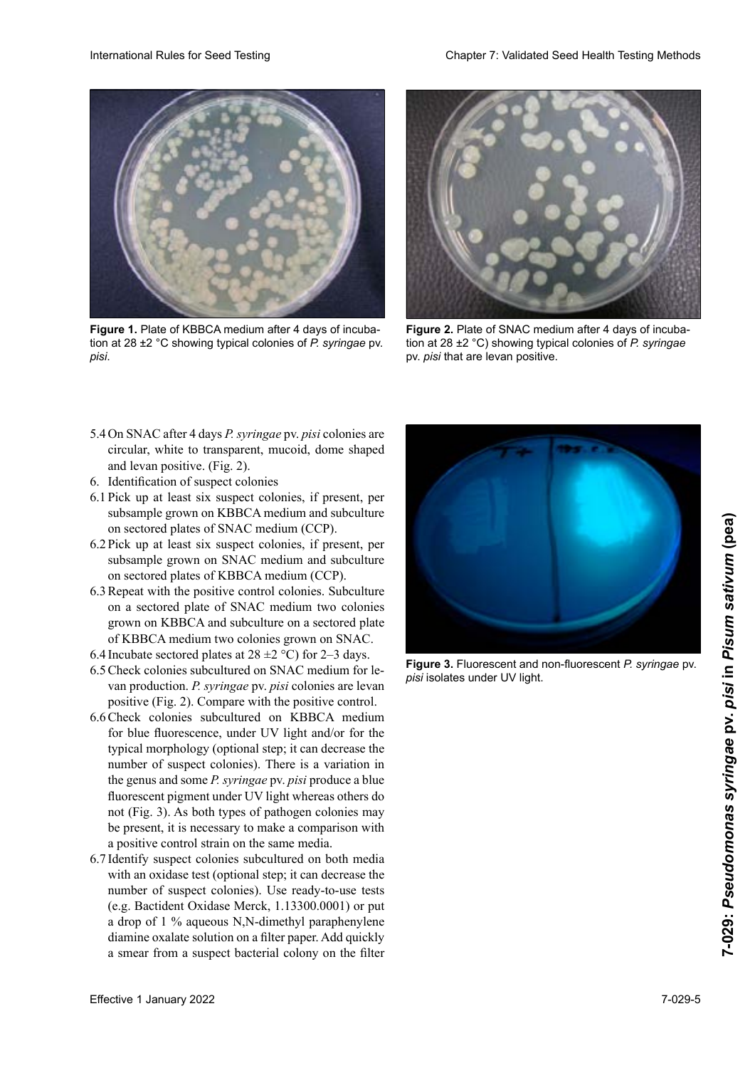**Figure 1.** Plate of KBBCA medium after 4 days of incubation at 28 ±2 °C showing typical colonies of *P. syringae* pv. *pisi*.

**Figure 2.** Plate of SNAC medium after 4 days of incubation at 28 ±2 °C) showing typical colonies of *P. syringae* pv. *pisi* that are levan positive.

5.4 On SNAC after 4 days *P. syringae* pv. *pisi* colonies are circular, white to transparent, mucoid, dome shaped and levan positive. (Fig. 2).

6. Identification of suspect colonies

6.1 Pick up at least six suspect colonies, if present, per subsample grown on KBBCA medium and subculture on sectored plates of SNAC medium (CCP).

6.2 Pick up at least six suspect colonies, if present, per subsample grown on SNAC medium and subculture on sectored plates of KBBCA medium (CCP).

6.3 Repeat with the positive control colonies. Subculture on a sectored plate of SNAC medium two colonies grown on KBBCA and subculture on a sectored plate of KBBCA medium two colonies grown on SNAC.

6.4 Incubate sectored plates at 28 ±2 °C) for 2–3 days.

6.5 Check colonies subcultured on SNAC medium for levan production. *P. syringae* pv. *pisi* colonies are levan positive (Fig. 2). Compare with the positive control.

6.6 Check colonies subcultured on KBBCA medium for blue fluorescence, under UV light and/or for the typical morphology (optional step; it can decrease the number of suspect colonies). There is a variation in the genus and some *P. syringae* pv. *pisi* produce a blue fluorescent pigment under UV light whereas others do not (Fig. 3). As both types of pathogen colonies may be present, it is necessary to make a comparison with a positive control strain on the same media.

6.7 Identify suspect colonies subcultured on both media with an oxidase test (optional step; it can decrease the number of suspect colonies). Use ready-to-use tests (e.g. Bactident Oxidase Merck, 1.13300.0001) or put a drop of 1 % aqueous N,N-dimethyl paraphenylene diamine oxalate solution on a filter paper. Add quickly a smear from a suspect bacterial colony on the filter

**Figure 3.** Fluorescent and non-fluorescent *P. syringae* pv. *pisi* isolates under UV light.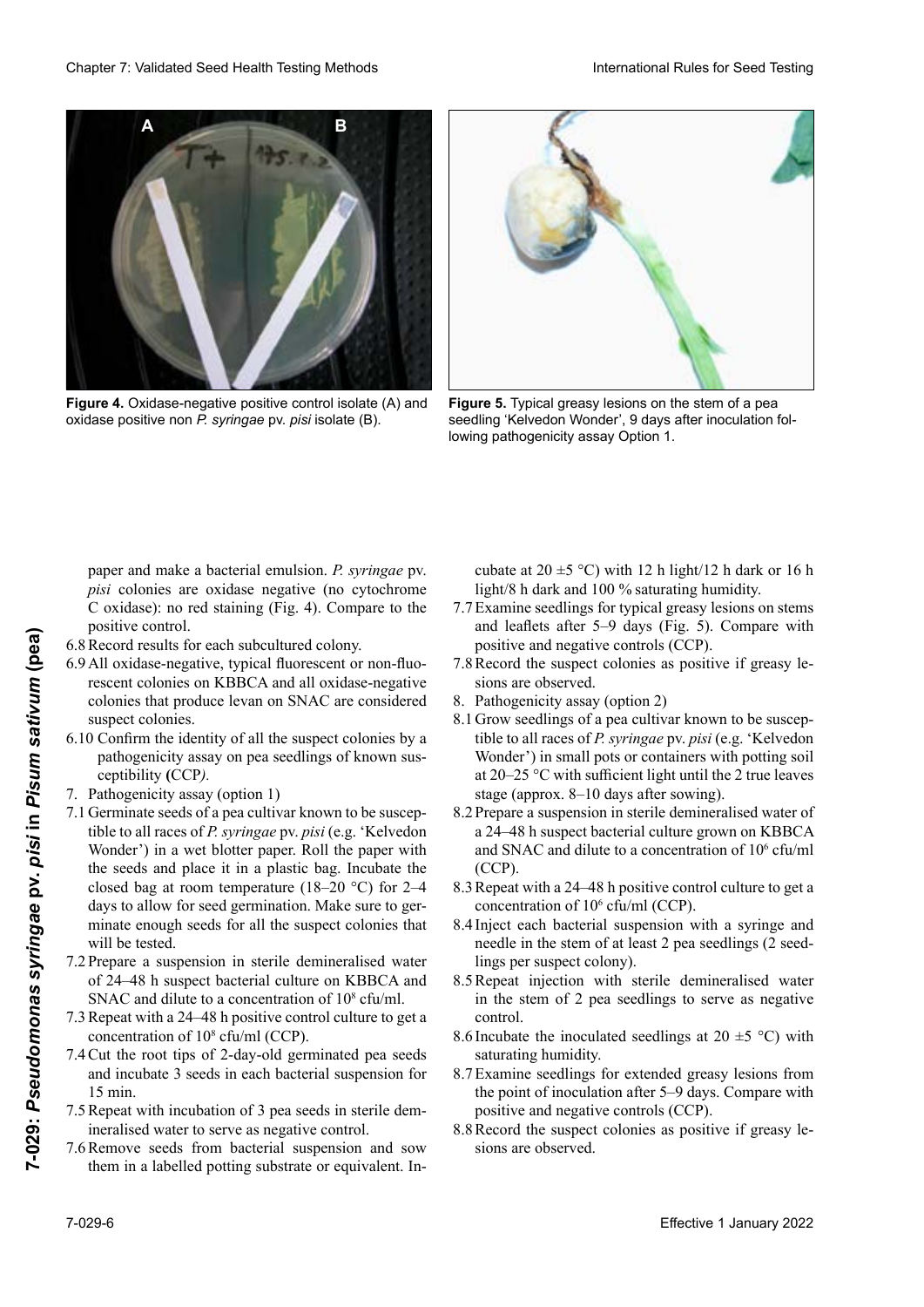Figure 4. Oxidase-negative positive control isolate (A) and oxidase positive non *P. syringae* pv. *pisi* isolate (B).

Figure 5. Typical greasy lesions on the stem of a pea seedling 'Kelvedon Wonder', 9 days after inoculation following pathogenicity assay Option 1.

paper and make a bacterial emulsion. *P. syringae* pv. *pisi* colonies are oxidase negative (no cytochrome C oxidase): no red staining (Fig. 4). Compare to the positive control.

6.8 Record results for each subcultured colony.

6.9 All oxidase-negative, typical fluorescent or non-fluorescent colonies on KBBCA and all oxidase-negative colonies that produce levan on SNAC are considered suspect colonies.

6.10 Confirm the identity of all the suspect colonies by a pathogenicity assay on pea seedlings of known susceptibility **(**CCP*)*.

7. Pathogenicity assay (option 1)

7.1 Germinate seeds of a pea cultivar known to be susceptible to all races of *P. syringae* pv. *pisi* (e.g. 'Kelvedon Wonder') in a wet blotter paper. Roll the paper with the seeds and place it in a plastic bag. Incubate the closed bag at room temperature (18–20 °C) for 2–4 days to allow for seed germination. Make sure to germinate enough seeds for all the suspect colonies that will be tested.

7.2 Prepare a suspension in sterile demineralised water of 24–48 h suspect bacterial culture on KBBCA and SNAC and dilute to a concentration of $10^8$ cfu/ml.

7.3 Repeat with a 24–48 h positive control culture to get a concentration of $10^8$ cfu/ml (CCP).

7.4 Cut the root tips of 2-day-old germinated pea seeds and incubate 3 seeds in each bacterial suspension for 15 min.

7.5 Repeat with incubation of 3 pea seeds in sterile demineralised water to serve as negative control.

7.6 Remove seeds from bacterial suspension and sow them in a labelled potting substrate or equivalent. Incubate at 20 ±5 °C) with 12 h light/12 h dark or 16 h light/8 h dark and 100 % saturating humidity.

7.7 Examine seedlings for typical greasy lesions on stems and leaflets after 5–9 days (Fig. 5). Compare with positive and negative controls (CCP).

7.8 Record the suspect colonies as positive if greasy lesions are observed.

8. Pathogenicity assay (option 2)

8.1 Grow seedlings of a pea cultivar known to be susceptible to all races of *P. syringae* pv. *pisi* (e.g. 'Kelvedon Wonder') in small pots or containers with potting soil at 20–25 °C with sufficient light until the 2 true leaves stage (approx. 8–10 days after sowing).

8.2 Prepare a suspension in sterile demineralised water of a 24–48 h suspect bacterial culture grown on KBBCA and SNAC and dilute to a concentration of $10^6$ cfu/ml (CCP).

8.3 Repeat with a 24–48 h positive control culture to get a concentration of $10^6$ cfu/ml (CCP).

8.4 Inject each bacterial suspension with a syringe and needle in the stem of at least 2 pea seedlings (2 seedlings per suspect colony).

8.5 Repeat injection with sterile demineralised water in the stem of 2 pea seedlings to serve as negative control.

8.6 Incubate the inoculated seedlings at 20 ±5 °C) with saturating humidity.

8.7 Examine seedlings for extended greasy lesions from the point of inoculation after 5–9 days. Compare with positive and negative controls (CCP).

8.8 Record the suspect colonies as positive if greasy lesions are observed.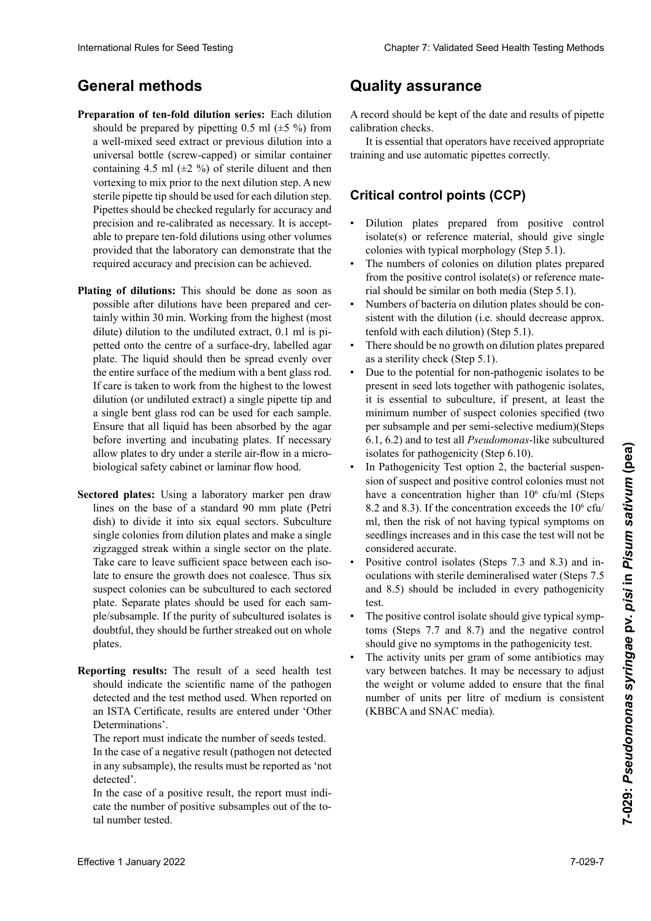## General methods

**Preparation of ten-fold dilution series:** Each dilution should be prepared by pipetting 0.5 ml (±5 %) from a well-mixed seed extract or previous dilution into a universal bottle (screw-capped) or similar container containing 4.5 ml (±2 %) of sterile diluent and then vortexing to mix prior to the next dilution step. A new sterile pipette tip should be used for each dilution step. Pipettes should be checked regularly for accuracy and precision and re-calibrated as necessary. It is acceptable to prepare ten-fold dilutions using other volumes provided that the laboratory can demonstrate that the required accuracy and precision can be achieved.

**Plating of dilutions:** This should be done as soon as possible after dilutions have been prepared and certainly within 30 min. Working from the highest (most dilute) dilution to the undiluted extract, 0.1 ml is pipetted onto the centre of a surface-dry, labelled agar plate. The liquid should then be spread evenly over the entire surface of the medium with a bent glass rod. If care is taken to work from the highest to the lowest dilution (or undiluted extract) a single pipette tip and a single bent glass rod can be used for each sample. Ensure that all liquid has been absorbed by the agar before inverting and incubating plates. If necessary allow plates to dry under a sterile air-flow in a microbiological safety cabinet or laminar flow hood.

**Sectored plates:** Using a laboratory marker pen draw lines on the base of a standard 90 mm plate (Petri dish) to divide it into six equal sectors. Subculture single colonies from dilution plates and make a single zigzagged streak within a single sector on the plate. Take care to leave sufficient space between each isolate to ensure the growth does not coalesce. Thus six suspect colonies can be subcultured to each sectored plate. Separate plates should be used for each sample/subsample. If the purity of subcultured isolates is doubtful, they should be further streaked out on whole plates.

**Reporting results:** The result of a seed health test should indicate the scientific name of the pathogen detected and the test method used. When reported on an ISTA Certificate, results are entered under 'Other Determinations'.

The report must indicate the number of seeds tested.

In the case of a negative result (pathogen not detected in any subsample), the results must be reported as 'not detected'.

In the case of a positive result, the report must indicate the number of positive subsamples out of the total number tested.

## Quality assurance

A record should be kept of the date and results of pipette calibration checks.

It is essential that operators have received appropriate training and use automatic pipettes correctly.

### Critical control points (CCP)

- Dilution plates prepared from positive control isolate(s) or reference material, should give single colonies with typical morphology (Step 5.1).
- The numbers of colonies on dilution plates prepared from the positive control isolate(s) or reference material should be similar on both media (Step 5.1).
- Numbers of bacteria on dilution plates should be consistent with the dilution (i.e. should decrease approx. tenfold with each dilution) (Step 5.1).
- There should be no growth on dilution plates prepared as a sterility check (Step 5.1).
- Due to the potential for non-pathogenic isolates to be present in seed lots together with pathogenic isolates, it is essential to subculture, if present, at least the minimum number of suspect colonies specified (two per subsample and per semi-selective medium)(Steps 6.1, 6.2) and to test all *Pseudomonas*-like subcultured isolates for pathogenicity (Step 6.10).
- In Pathogenicity Test option 2, the bacterial suspension of suspect and positive control colonies must not have a concentration higher than $10^6$ cfu/ml (Steps 8.2 and 8.3). If the concentration exceeds the $10^6$ cfu/ml, then the risk of not having typical symptoms on seedlings increases and in this case the test will not be considered accurate.
- Positive control isolates (Steps 7.3 and 8.3) and inoculations with sterile demineralised water (Steps 7.5 and 8.5) should be included in every pathogenicity test.
- The positive control isolate should give typical symptoms (Steps 7.7 and 8.7) and the negative control should give no symptoms in the pathogenicity test.
- The activity units per gram of some antibiotics may vary between batches. It may be necessary to adjust the weight or volume added to ensure that the final number of units per litre of medium is consistent (KBBCA and SNAC media).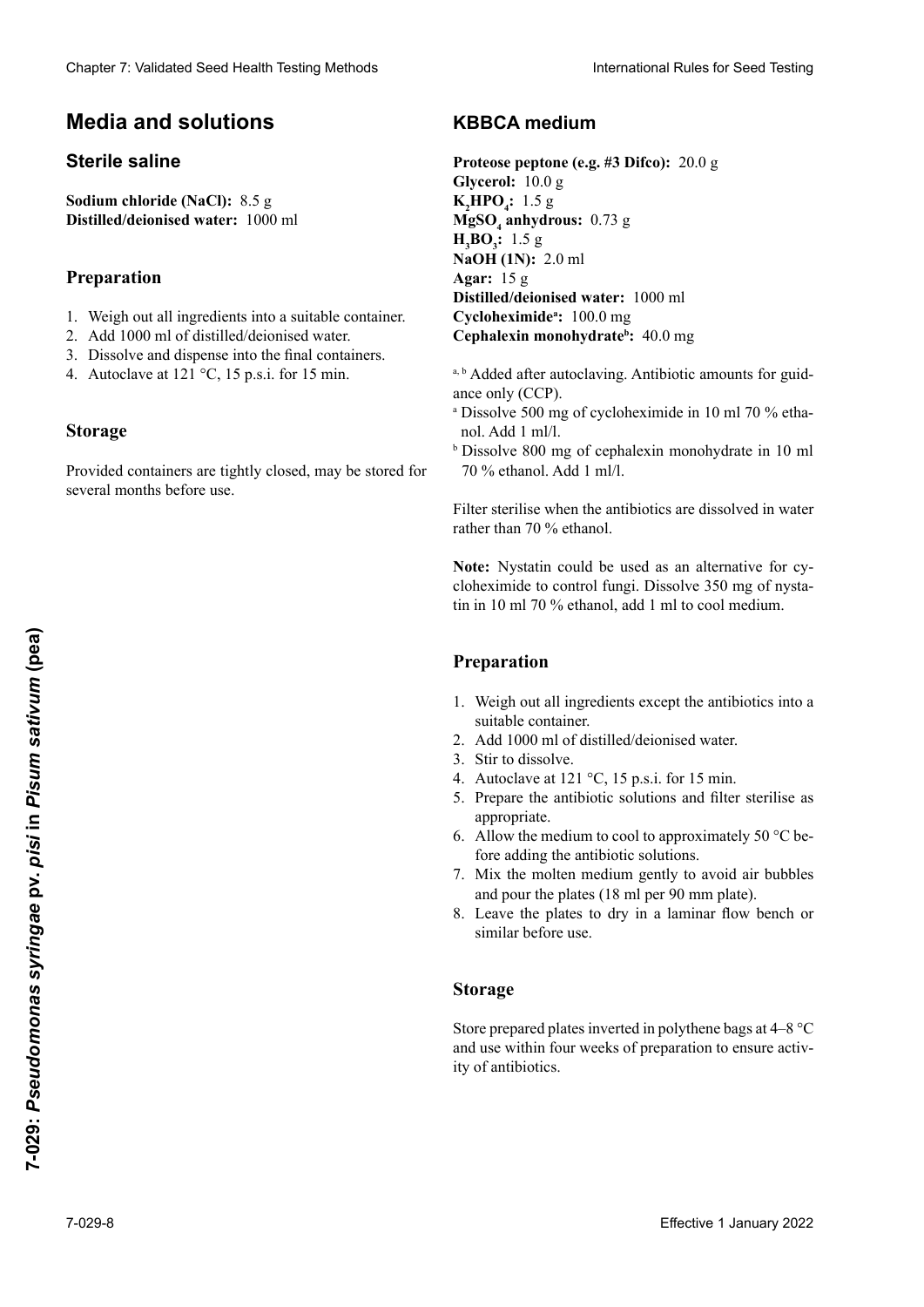# Media and solutions

## Sterile saline

**Sodium chloride (NaCl):** 8.5 g
**Distilled/deionised water:** 1000 ml

### Preparation

1. Weigh out all ingredients into a suitable container.
2. Add 1000 ml of distilled/deionised water.
3. Dissolve and dispense into the final containers.
4. Autoclave at 121 °C, 15 p.s.i. for 15 min.

### Storage

Provided containers are tightly closed, may be stored for several months before use.

## KBBCA medium

**Proteose peptone (e.g. #3 Difco):** 20.0 g
**Glycerol:** 10.0 g
**$K_2HPO_4$:** 1.5 g
**$MgSO_4$ anhydrous:** 0.73 g
**$H_3BO_3$:** 1.5 g
**NaOH (1N):** 2.0 ml
**Agar:** 15 g
**Distilled/deionised water:** 1000 ml
**Cycloheximide[a]:** 100.0 mg
**Cephalexin monohydrate[b]:** 40.0 mg

[a, b] Added after autoclaving. Antibiotic amounts for guidance only (CCP).
[a] Dissolve 500 mg of cycloheximide in 10 ml 70 % ethanol. Add 1 ml/l.
[b] Dissolve 800 mg of cephalexin monohydrate in 10 ml 70 % ethanol. Add 1 ml/l.

Filter sterilise when the antibiotics are dissolved in water rather than 70 % ethanol.

**Note:** Nystatin could be used as an alternative for cycloheximide to control fungi. Dissolve 350 mg of nystatin in 10 ml 70 % ethanol, add 1 ml to cool medium.

### Preparation

1. Weigh out all ingredients except the antibiotics into a suitable container.
2. Add 1000 ml of distilled/deionised water.
3. Stir to dissolve.
4. Autoclave at 121 °C, 15 p.s.i. for 15 min.
5. Prepare the antibiotic solutions and filter sterilise as appropriate.
6. Allow the medium to cool to approximately 50 °C before adding the antibiotic solutions.
7. Mix the molten medium gently to avoid air bubbles and pour the plates (18 ml per 90 mm plate).
8. Leave the plates to dry in a laminar flow bench or similar before use.

### Storage

Store prepared plates inverted in polythene bags at 4–8 °C and use within four weeks of preparation to ensure activity of antibiotics.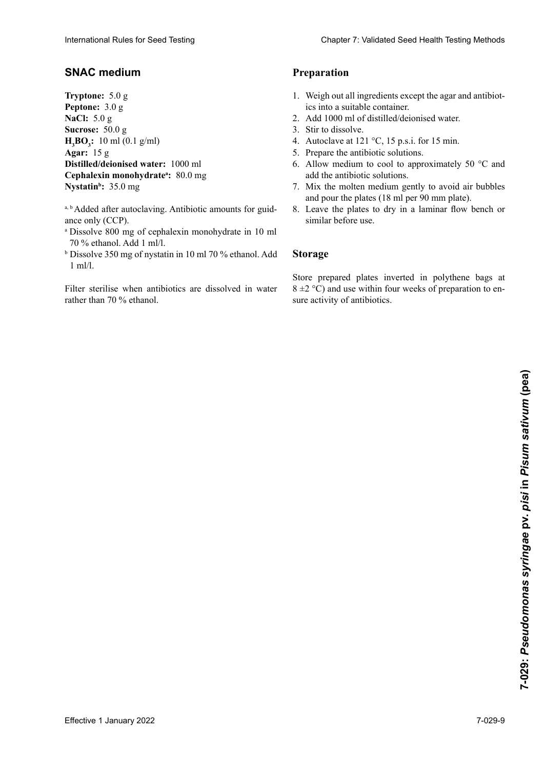## SNAC medium

**Tryptone:** 5.0 g
**Peptone:** 3.0 g
**NaCl:** 5.0 g
**Sucrose:** 50.0 g
**$H_3BO_3$:** 10 ml (0.1 g/ml)
**Agar:** 15 g
**Distilled/deionised water:** 1000 ml
**Cephalexin monohydrate[a]:** 80.0 mg
**Nystatin[b]:** 35.0 mg

[a, b] Added after autoclaving. Antibiotic amounts for guidance only (CCP).

[a] Dissolve 800 mg of cephalexin monohydrate in 10 ml 70 % ethanol. Add 1 ml/l.

[b] Dissolve 350 mg of nystatin in 10 ml 70 % ethanol. Add 1 ml/l.

Filter sterilise when antibiotics are dissolved in water rather than 70 % ethanol.

### Preparation

1. Weigh out all ingredients except the agar and antibiotics into a suitable container.
2. Add 1000 ml of distilled/deionised water.
3. Stir to dissolve.
4. Autoclave at 121 °C, 15 p.s.i. for 15 min.
5. Prepare the antibiotic solutions.
6. Allow medium to cool to approximately 50 °C and add the antibiotic solutions.
7. Mix the molten medium gently to avoid air bubbles and pour the plates (18 ml per 90 mm plate).
8. Leave the plates to dry in a laminar flow bench or similar before use.

### Storage

Store prepared plates inverted in polythene bags at 8 ±2 °C) and use within four weeks of preparation to ensure activity of antibiotics.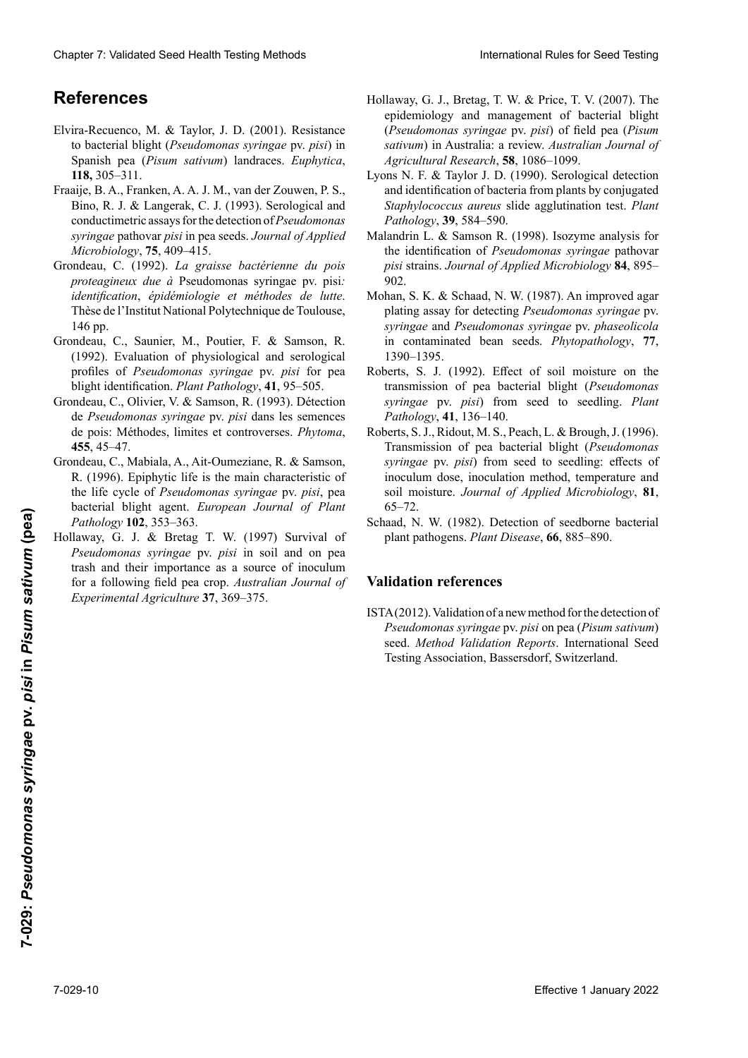# References

Elvira-Recuenco, M. & Taylor, J. D. (2001). Resistance to bacterial blight (*Pseudomonas syringae* pv. *pisi*) in Spanish pea (*Pisum sativum*) landraces. *Euphytica*, **118,** 305–311.

Fraaije, B. A., Franken, A. A. J. M., van der Zouwen, P. S., Bino, R. J. & Langerak, C. J. (1993). Serological and conductimetric assays for the detection of *Pseudomonas syringae* pathovar *pisi* in pea seeds. *Journal of Applied Microbiology*, **75**, 409–415.

Grondeau, C. (1992). *La graisse bactérienne du pois proteagineux due à* Pseudomonas syringae pv. pisi*: identification, épidémiologie et méthodes de lutte*. Thèse de l'Institut National Polytechnique de Toulouse, 146 pp.

Grondeau, C., Saunier, M., Poutier, F. & Samson, R. (1992). Evaluation of physiological and serological profiles of *Pseudomonas syringae* pv. *pisi* for pea blight identification. *Plant Pathology*, **41**, 95–505.

Grondeau, C., Olivier, V. & Samson, R. (1993). Détection de *Pseudomonas syringae* pv. *pisi* dans les semences de pois: Méthodes, limites et controverses. *Phytoma*, **455**, 45–47.

Grondeau, C., Mabiala, A., Ait-Oumeziane, R. & Samson, R. (1996). Epiphytic life is the main characteristic of the life cycle of *Pseudomonas syringae* pv. *pisi*, pea bacterial blight agent. *European Journal of Plant Pathology* **102**, 353–363.

Hollaway, G. J. & Bretag T. W. (1997) Survival of *Pseudomonas syringae* pv. *pisi* in soil and on pea trash and their importance as a source of inoculum for a following field pea crop. *Australian Journal of Experimental Agriculture* **37**, 369–375.

Hollaway, G. J., Bretag, T. W. & Price, T. V. (2007). The epidemiology and management of bacterial blight (*Pseudomonas syringae* pv. *pisi*) of field pea (*Pisum sativum*) in Australia: a review. *Australian Journal of Agricultural Research*, **58**, 1086–1099.

Lyons N. F. & Taylor J. D. (1990). Serological detection and identification of bacteria from plants by conjugated *Staphylococcus aureus* slide agglutination test. *Plant Pathology*, **39**, 584–590.

Malandrin L. & Samson R. (1998). Isozyme analysis for the identification of *Pseudomonas syringae* pathovar *pisi* strains. *Journal of Applied Microbiology* **84**, 895–902.

Mohan, S. K. & Schaad, N. W. (1987). An improved agar plating assay for detecting *Pseudomonas syringae* pv. *syringae* and *Pseudomonas syringae* pv. *phaseolicola* in contaminated bean seeds. *Phytopathology*, **77**, 1390–1395.

Roberts, S. J. (1992). Effect of soil moisture on the transmission of pea bacterial blight (*Pseudomonas syringae* pv. *pisi*) from seed to seedling. *Plant Pathology*, **41**, 136–140.

Roberts, S. J., Ridout, M. S., Peach, L. & Brough, J. (1996). Transmission of pea bacterial blight (*Pseudomonas syringae* pv. *pisi*) from seed to seedling: effects of inoculum dose, inoculation method, temperature and soil moisture. *Journal of Applied Microbiology*, **81**, 65–72.

Schaad, N. W. (1982). Detection of seedborne bacterial plant pathogens. *Plant Disease*, **66**, 885–890.

## Validation references

ISTA (2012). Validation of a new method for the detection of *Pseudomonas syringae* pv. *pisi* on pea (*Pisum sativum*) seed. *Method Validation Reports*. International Seed Testing Association, Bassersdorf, Switzerland.